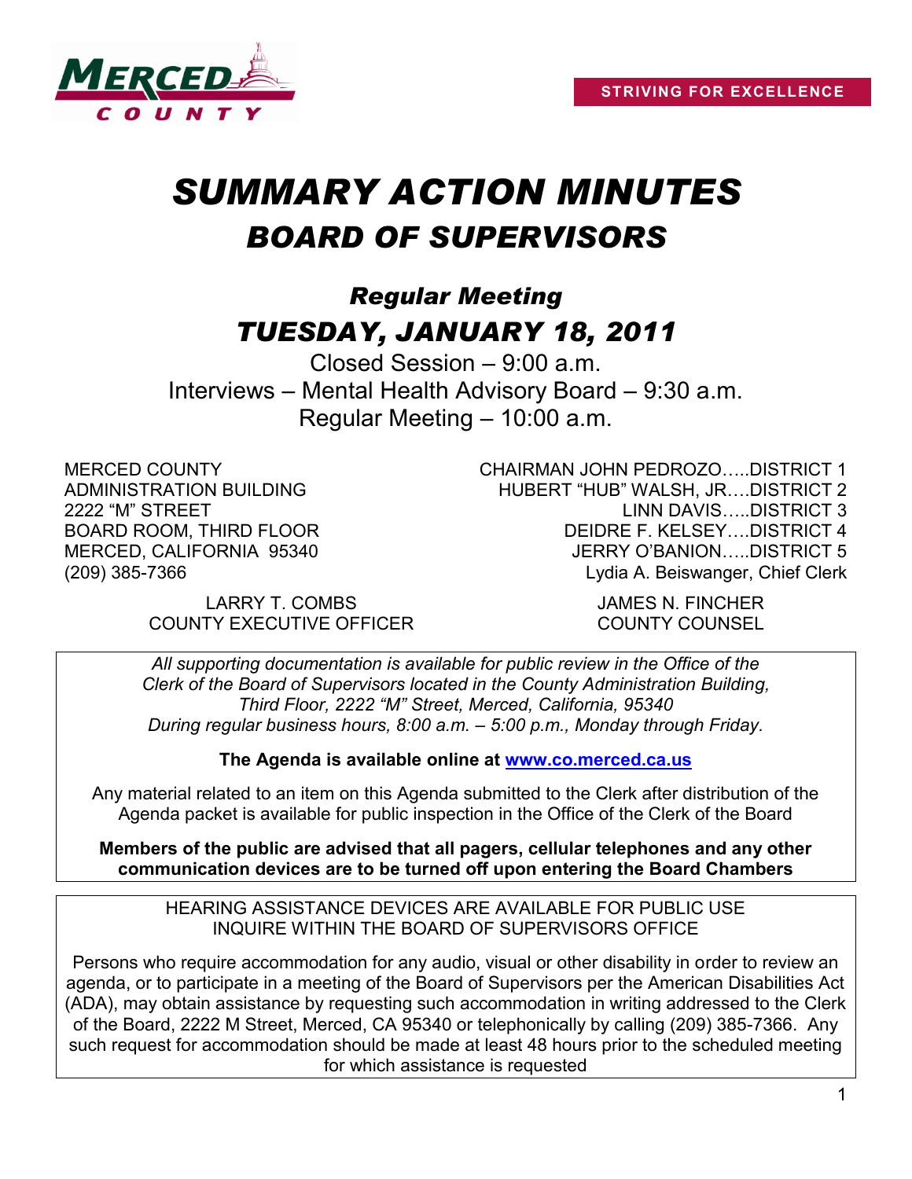MERCED COUNTY

STRIVING FOR EXCELLENCE

# *SUMMARY ACTION MINUTES*
## *BOARD OF SUPERVISORS*

### *Regular Meeting*
### *TUESDAY, JANUARY 18, 2011*

Closed Session – 9:00 a.m.
Interviews – Mental Health Advisory Board – 9:30 a.m.
Regular Meeting – 10:00 a.m.

MERCED COUNTY
ADMINISTRATION BUILDING
2222 "M" STREET
BOARD ROOM, THIRD FLOOR
MERCED, CALIFORNIA 95340
(209) 385-7366

CHAIRMAN JOHN PEDROZO…..DISTRICT 1
HUBERT "HUB" WALSH, JR….DISTRICT 2
LINN DAVIS…..DISTRICT 3
DEIDRE F. KELSEY….DISTRICT 4
JERRY O'BANION…..DISTRICT 5
Lydia A. Beiswanger, Chief Clerk

LARRY T. COMBS
COUNTY EXECUTIVE OFFICER

JAMES N. FINCHER
COUNTY COUNSEL

*All supporting documentation is available for public review in the Office of the Clerk of the Board of Supervisors located in the County Administration Building, Third Floor, 2222 "M" Street, Merced, California, 95340 During regular business hours, 8:00 a.m. – 5:00 p.m., Monday through Friday.*

**The Agenda is available online at [www.co.merced.ca.us](http://www.co.merced.ca.us)**

Any material related to an item on this Agenda submitted to the Clerk after distribution of the Agenda packet is available for public inspection in the Office of the Clerk of the Board

**Members of the public are advised that all pagers, cellular telephones and any other communication devices are to be turned off upon entering the Board Chambers**

HEARING ASSISTANCE DEVICES ARE AVAILABLE FOR PUBLIC USE
INQUIRE WITHIN THE BOARD OF SUPERVISORS OFFICE

Persons who require accommodation for any audio, visual or other disability in order to review an agenda, or to participate in a meeting of the Board of Supervisors per the American Disabilities Act (ADA), may obtain assistance by requesting such accommodation in writing addressed to the Clerk of the Board, 2222 M Street, Merced, CA 95340 or telephonically by calling (209) 385-7366. Any such request for accommodation should be made at least 48 hours prior to the scheduled meeting for which assistance is requested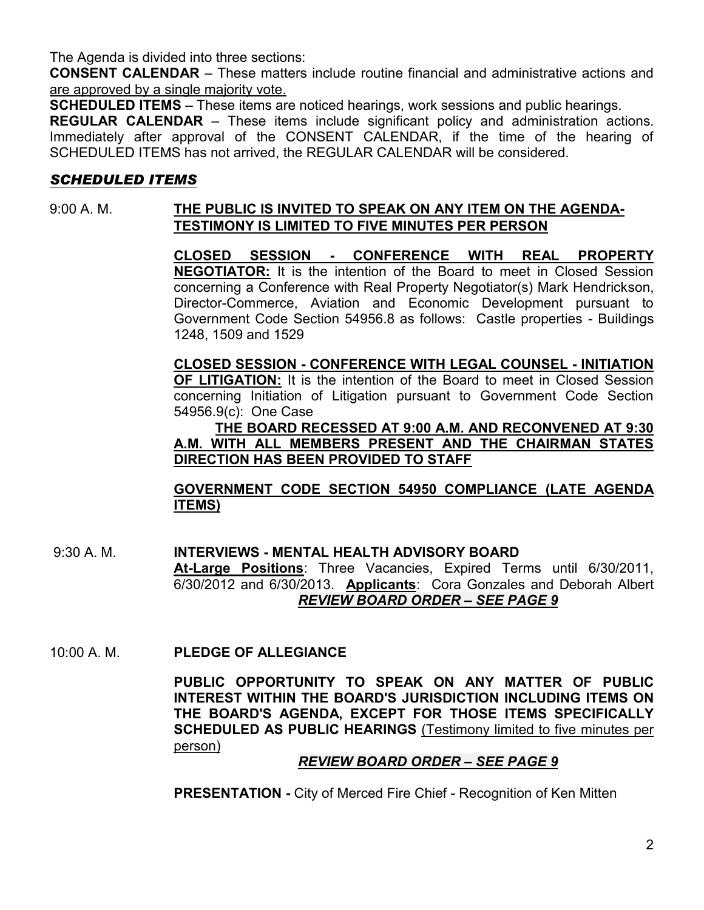The Agenda is divided into three sections:

**CONSENT CALENDAR** – These matters include routine financial and administrative actions and are approved by a single majority vote.

**SCHEDULED ITEMS** – These items are noticed hearings, work sessions and public hearings.

**REGULAR CALENDAR** – These items include significant policy and administration actions. Immediately after approval of the CONSENT CALENDAR, if the time of the hearing of SCHEDULED ITEMS has not arrived, the REGULAR CALENDAR will be considered.

## *SCHEDULED ITEMS*

9:00 A. M. **THE PUBLIC IS INVITED TO SPEAK ON ANY ITEM ON THE AGENDA-TESTIMONY IS LIMITED TO FIVE MINUTES PER PERSON**

**CLOSED SESSION - CONFERENCE WITH REAL PROPERTY NEGOTIATOR:** It is the intention of the Board to meet in Closed Session concerning a Conference with Real Property Negotiator(s) Mark Hendrickson, Director-Commerce, Aviation and Economic Development pursuant to Government Code Section 54956.8 as follows: Castle properties - Buildings 1248, 1509 and 1529

**CLOSED SESSION - CONFERENCE WITH LEGAL COUNSEL - INITIATION OF LITIGATION:** It is the intention of the Board to meet in Closed Session concerning Initiation of Litigation pursuant to Government Code Section 54956.9(c): One Case

**THE BOARD RECESSED AT 9:00 A.M. AND RECONVENED AT 9:30 A.M. WITH ALL MEMBERS PRESENT AND THE CHAIRMAN STATES DIRECTION HAS BEEN PROVIDED TO STAFF**

**GOVERNMENT CODE SECTION 54950 COMPLIANCE (LATE AGENDA ITEMS)**

9:30 A. M. **INTERVIEWS - MENTAL HEALTH ADVISORY BOARD**

**At-Large Positions**: Three Vacancies, Expired Terms until 6/30/2011, 6/30/2012 and 6/30/2013. **Applicants**: Cora Gonzales and Deborah Albert

***REVIEW BOARD ORDER – SEE PAGE 9***

10:00 A. M. **PLEDGE OF ALLEGIANCE**

**PUBLIC OPPORTUNITY TO SPEAK ON ANY MATTER OF PUBLIC INTEREST WITHIN THE BOARD'S JURISDICTION INCLUDING ITEMS ON THE BOARD'S AGENDA, EXCEPT FOR THOSE ITEMS SPECIFICALLY SCHEDULED AS PUBLIC HEARINGS** (Testimony limited to five minutes per person)

***REVIEW BOARD ORDER – SEE PAGE 9***

**PRESENTATION -** City of Merced Fire Chief - Recognition of Ken Mitten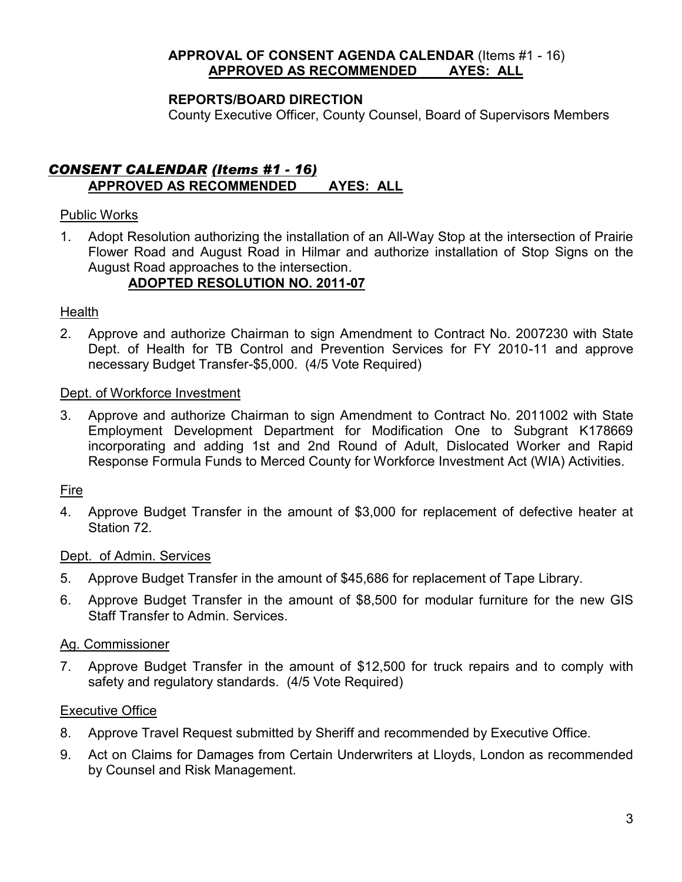**APPROVAL OF CONSENT AGENDA CALENDAR** (Items #1 - 16)
**APPROVED AS RECOMMENDED AYES: ALL**

**REPORTS/BOARD DIRECTION**
County Executive Officer, County Counsel, Board of Supervisors Members

## *CONSENT CALENDAR (Items #1 - 16)*
**APPROVED AS RECOMMENDED AYES: ALL**

Public Works

1. Adopt Resolution authorizing the installation of an All-Way Stop at the intersection of Prairie Flower Road and August Road in Hilmar and authorize installation of Stop Signs on the August Road approaches to the intersection.
   **ADOPTED RESOLUTION NO. 2011-07**

Health

2. Approve and authorize Chairman to sign Amendment to Contract No. 2007230 with State Dept. of Health for TB Control and Prevention Services for FY 2010-11 and approve necessary Budget Transfer-$5,000. (4/5 Vote Required)

Dept. of Workforce Investment

3. Approve and authorize Chairman to sign Amendment to Contract No. 2011002 with State Employment Development Department for Modification One to Subgrant K178669 incorporating and adding 1st and 2nd Round of Adult, Dislocated Worker and Rapid Response Formula Funds to Merced County for Workforce Investment Act (WIA) Activities.

Fire

4. Approve Budget Transfer in the amount of $3,000 for replacement of defective heater at Station 72.

Dept. of Admin. Services

5. Approve Budget Transfer in the amount of $45,686 for replacement of Tape Library.
6. Approve Budget Transfer in the amount of $8,500 for modular furniture for the new GIS Staff Transfer to Admin. Services.

Ag. Commissioner

7. Approve Budget Transfer in the amount of $12,500 for truck repairs and to comply with safety and regulatory standards. (4/5 Vote Required)

Executive Office

8. Approve Travel Request submitted by Sheriff and recommended by Executive Office.
9. Act on Claims for Damages from Certain Underwriters at Lloyds, London as recommended by Counsel and Risk Management.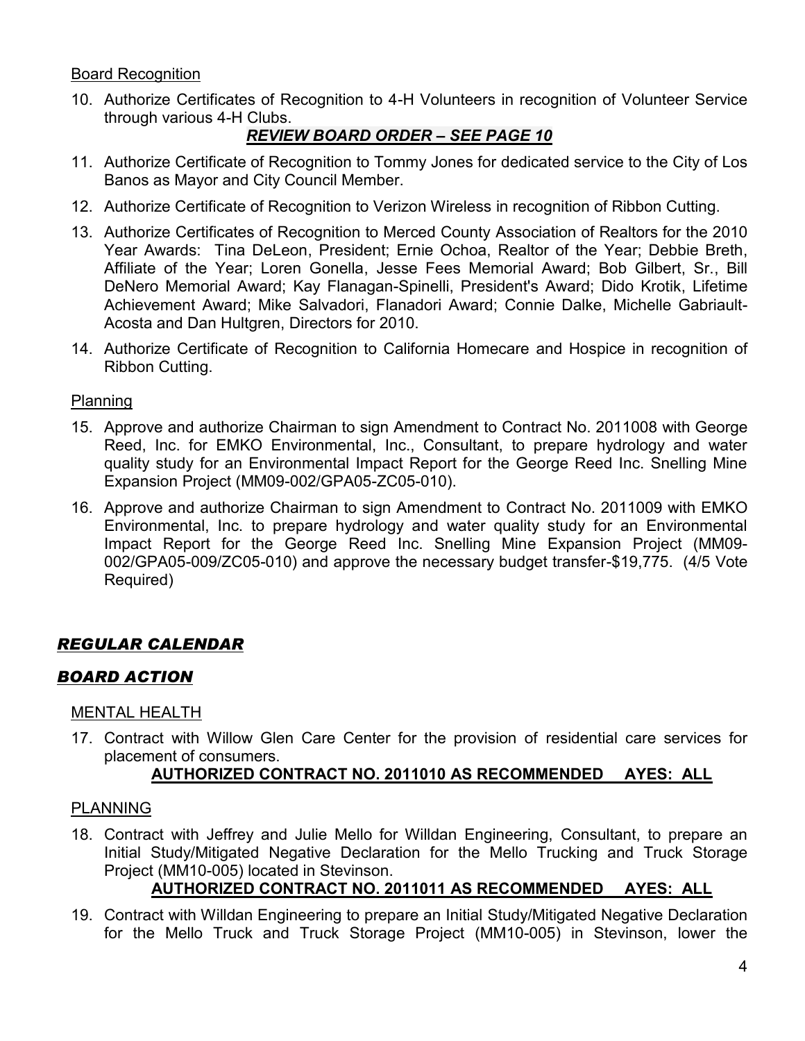Board Recognition

10. Authorize Certificates of Recognition to 4-H Volunteers in recognition of Volunteer Service through various 4-H Clubs.

    ***REVIEW BOARD ORDER – SEE PAGE 10***

11. Authorize Certificate of Recognition to Tommy Jones for dedicated service to the City of Los Banos as Mayor and City Council Member.
12. Authorize Certificate of Recognition to Verizon Wireless in recognition of Ribbon Cutting.
13. Authorize Certificates of Recognition to Merced County Association of Realtors for the 2010 Year Awards: Tina DeLeon, President; Ernie Ochoa, Realtor of the Year; Debbie Breth, Affiliate of the Year; Loren Gonella, Jesse Fees Memorial Award; Bob Gilbert, Sr., Bill DeNero Memorial Award; Kay Flanagan-Spinelli, President's Award; Dido Krotik, Lifetime Achievement Award; Mike Salvadori, Flanadori Award; Connie Dalke, Michelle Gabriault-Acosta and Dan Hultgren, Directors for 2010.
14. Authorize Certificate of Recognition to California Homecare and Hospice in recognition of Ribbon Cutting.

Planning

15. Approve and authorize Chairman to sign Amendment to Contract No. 2011008 with George Reed, Inc. for EMKO Environmental, Inc., Consultant, to prepare hydrology and water quality study for an Environmental Impact Report for the George Reed Inc. Snelling Mine Expansion Project (MM09-002/GPA05-ZC05-010).
16. Approve and authorize Chairman to sign Amendment to Contract No. 2011009 with EMKO Environmental, Inc. to prepare hydrology and water quality study for an Environmental Impact Report for the George Reed Inc. Snelling Mine Expansion Project (MM09-002/GPA05-009/ZC05-010) and approve the necessary budget transfer-$19,775. (4/5 Vote Required)

## ***REGULAR CALENDAR***

## ***BOARD ACTION***

MENTAL HEALTH

17. Contract with Willow Glen Care Center for the provision of residential care services for placement of consumers.

    **AUTHORIZED CONTRACT NO. 2011010 AS RECOMMENDED AYES: ALL**

PLANNING

18. Contract with Jeffrey and Julie Mello for Willdan Engineering, Consultant, to prepare an Initial Study/Mitigated Negative Declaration for the Mello Trucking and Truck Storage Project (MM10-005) located in Stevinson.

    **AUTHORIZED CONTRACT NO. 2011011 AS RECOMMENDED AYES: ALL**

19. Contract with Willdan Engineering to prepare an Initial Study/Mitigated Negative Declaration for the Mello Truck and Truck Storage Project (MM10-005) in Stevinson, lower the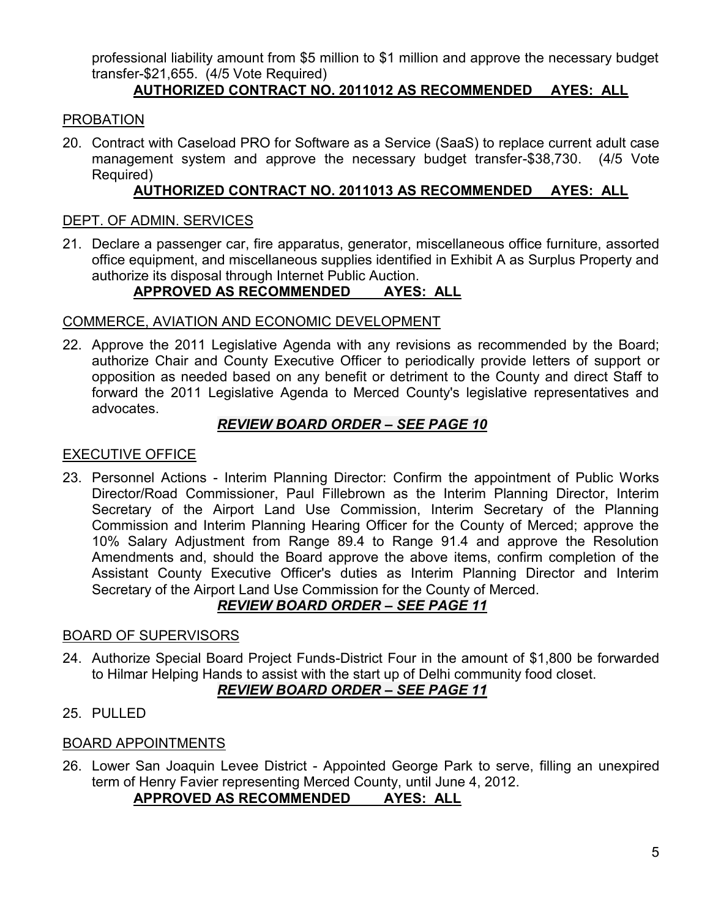professional liability amount from $5 million to $1 million and approve the necessary budget transfer-$21,655. (4/5 Vote Required)

**AUTHORIZED CONTRACT NO. 2011012 AS RECOMMENDED AYES: ALL**

PROBATION

20. Contract with Caseload PRO for Software as a Service (SaaS) to replace current adult case management system and approve the necessary budget transfer-$38,730. (4/5 Vote Required)

    **AUTHORIZED CONTRACT NO. 2011013 AS RECOMMENDED AYES: ALL**

DEPT. OF ADMIN. SERVICES

21. Declare a passenger car, fire apparatus, generator, miscellaneous office furniture, assorted office equipment, and miscellaneous supplies identified in Exhibit A as Surplus Property and authorize its disposal through Internet Public Auction.

    **APPROVED AS RECOMMENDED AYES: ALL**

COMMERCE, AVIATION AND ECONOMIC DEVELOPMENT

22. Approve the 2011 Legislative Agenda with any revisions as recommended by the Board; authorize Chair and County Executive Officer to periodically provide letters of support or opposition as needed based on any benefit or detriment to the County and direct Staff to forward the 2011 Legislative Agenda to Merced County's legislative representatives and advocates.

    ***REVIEW BOARD ORDER – SEE PAGE 10***

EXECUTIVE OFFICE

23. Personnel Actions - Interim Planning Director: Confirm the appointment of Public Works Director/Road Commissioner, Paul Fillebrown as the Interim Planning Director, Interim Secretary of the Airport Land Use Commission, Interim Secretary of the Planning Commission and Interim Planning Hearing Officer for the County of Merced; approve the 10% Salary Adjustment from Range 89.4 to Range 91.4 and approve the Resolution Amendments and, should the Board approve the above items, confirm completion of the Assistant County Executive Officer's duties as Interim Planning Director and Interim Secretary of the Airport Land Use Commission for the County of Merced.

    ***REVIEW BOARD ORDER – SEE PAGE 11***

BOARD OF SUPERVISORS

24. Authorize Special Board Project Funds-District Four in the amount of $1,800 be forwarded to Hilmar Helping Hands to assist with the start up of Delhi community food closet.

    ***REVIEW BOARD ORDER – SEE PAGE 11***

25. PULLED

BOARD APPOINTMENTS

26. Lower San Joaquin Levee District - Appointed George Park to serve, filling an unexpired term of Henry Favier representing Merced County, until June 4, 2012.

    **APPROVED AS RECOMMENDED AYES: ALL**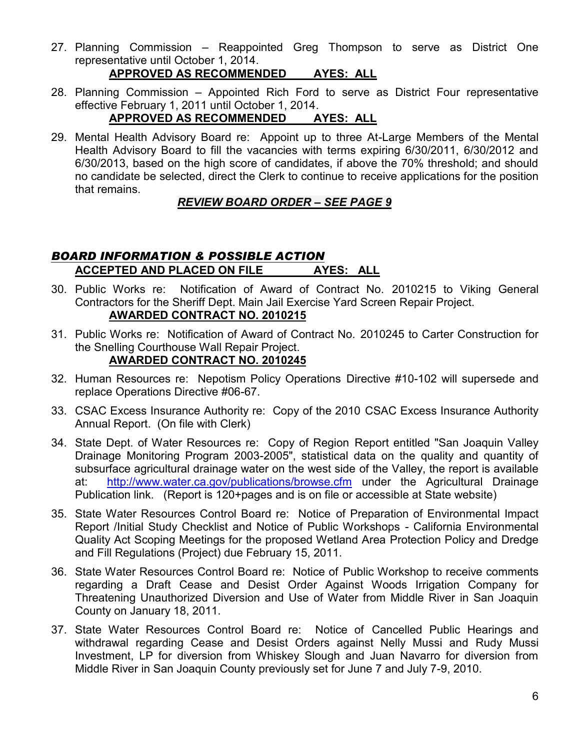27. Planning Commission – Reappointed Greg Thompson to serve as District One representative until October 1, 2014.

    **APPROVED AS RECOMMENDED AYES: ALL**

28. Planning Commission – Appointed Rich Ford to serve as District Four representative effective February 1, 2011 until October 1, 2014.

    **APPROVED AS RECOMMENDED AYES: ALL**

29. Mental Health Advisory Board re: Appoint up to three At-Large Members of the Mental Health Advisory Board to fill the vacancies with terms expiring 6/30/2011, 6/30/2012 and 6/30/2013, based on the high score of candidates, if above the 70% threshold; and should no candidate be selected, direct the Clerk to continue to receive applications for the position that remains.

    ***REVIEW BOARD ORDER – SEE PAGE 9***

## *BOARD INFORMATION & POSSIBLE ACTION*

**ACCEPTED AND PLACED ON FILE AYES: ALL**

30. Public Works re: Notification of Award of Contract No. 2010215 to Viking General Contractors for the Sheriff Dept. Main Jail Exercise Yard Screen Repair Project.

    **AWARDED CONTRACT NO. 2010215**

31. Public Works re: Notification of Award of Contract No. 2010245 to Carter Construction for the Snelling Courthouse Wall Repair Project.

    **AWARDED CONTRACT NO. 2010245**

32. Human Resources re: Nepotism Policy Operations Directive #10-102 will supersede and replace Operations Directive #06-67.

33. CSAC Excess Insurance Authority re: Copy of the 2010 CSAC Excess Insurance Authority Annual Report. (On file with Clerk)

34. State Dept. of Water Resources re: Copy of Region Report entitled "San Joaquin Valley Drainage Monitoring Program 2003-2005", statistical data on the quality and quantity of subsurface agricultural drainage water on the west side of the Valley, the report is available at: http://www.water.ca.gov/publications/browse.cfm under the Agricultural Drainage Publication link. (Report is 120+pages and is on file or accessible at State website)

35. State Water Resources Control Board re: Notice of Preparation of Environmental Impact Report /Initial Study Checklist and Notice of Public Workshops - California Environmental Quality Act Scoping Meetings for the proposed Wetland Area Protection Policy and Dredge and Fill Regulations (Project) due February 15, 2011.

36. State Water Resources Control Board re: Notice of Public Workshop to receive comments regarding a Draft Cease and Desist Order Against Woods Irrigation Company for Threatening Unauthorized Diversion and Use of Water from Middle River in San Joaquin County on January 18, 2011.

37. State Water Resources Control Board re: Notice of Cancelled Public Hearings and withdrawal regarding Cease and Desist Orders against Nelly Mussi and Rudy Mussi Investment, LP for diversion from Whiskey Slough and Juan Navarro for diversion from Middle River in San Joaquin County previously set for June 7 and July 7-9, 2010.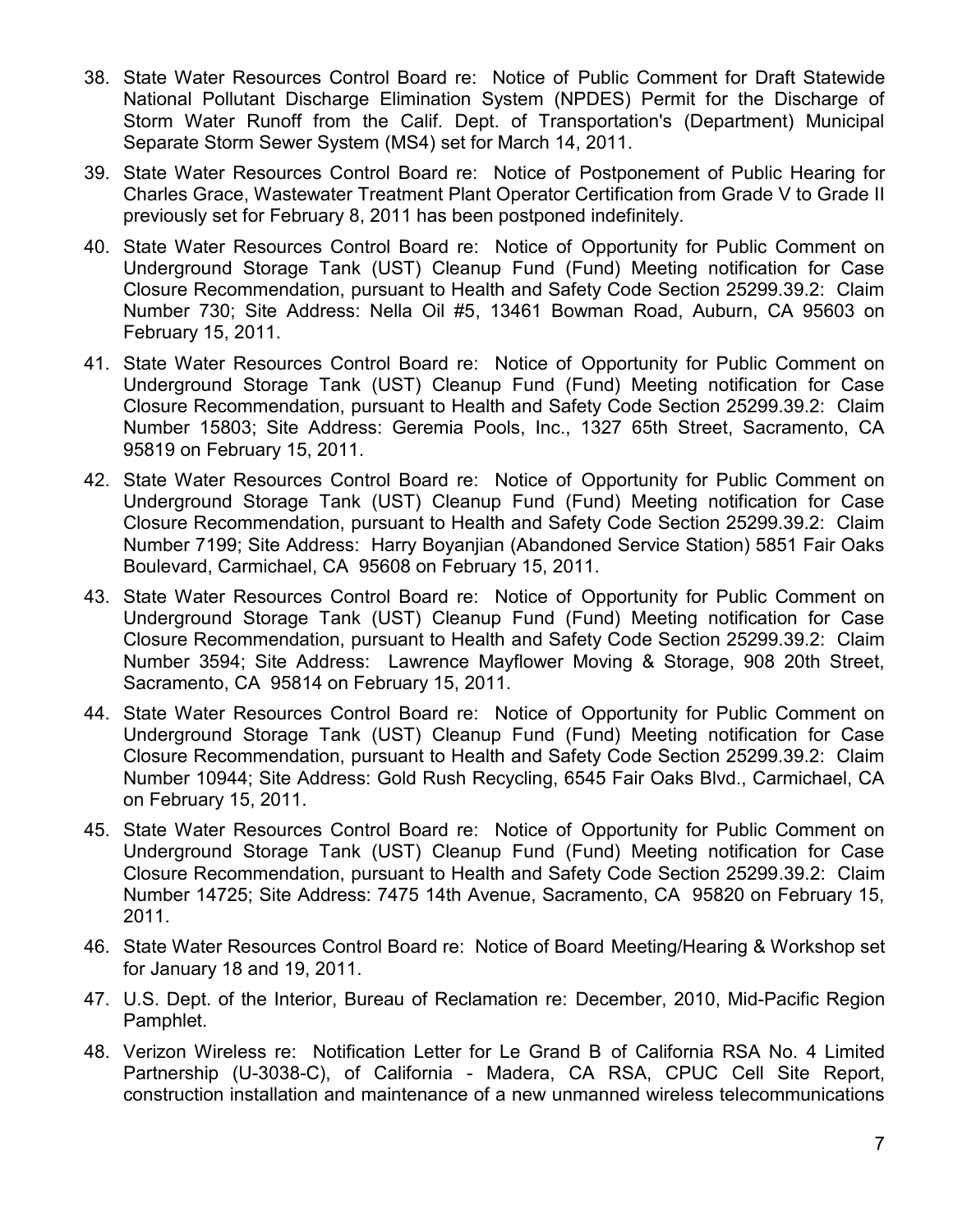38. State Water Resources Control Board re: Notice of Public Comment for Draft Statewide National Pollutant Discharge Elimination System (NPDES) Permit for the Discharge of Storm Water Runoff from the Calif. Dept. of Transportation's (Department) Municipal Separate Storm Sewer System (MS4) set for March 14, 2011.

39. State Water Resources Control Board re: Notice of Postponement of Public Hearing for Charles Grace, Wastewater Treatment Plant Operator Certification from Grade V to Grade II previously set for February 8, 2011 has been postponed indefinitely.

40. State Water Resources Control Board re: Notice of Opportunity for Public Comment on Underground Storage Tank (UST) Cleanup Fund (Fund) Meeting notification for Case Closure Recommendation, pursuant to Health and Safety Code Section 25299.39.2: Claim Number 730; Site Address: Nella Oil #5, 13461 Bowman Road, Auburn, CA 95603 on February 15, 2011.

41. State Water Resources Control Board re: Notice of Opportunity for Public Comment on Underground Storage Tank (UST) Cleanup Fund (Fund) Meeting notification for Case Closure Recommendation, pursuant to Health and Safety Code Section 25299.39.2: Claim Number 15803; Site Address: Geremia Pools, Inc., 1327 65th Street, Sacramento, CA 95819 on February 15, 2011.

42. State Water Resources Control Board re: Notice of Opportunity for Public Comment on Underground Storage Tank (UST) Cleanup Fund (Fund) Meeting notification for Case Closure Recommendation, pursuant to Health and Safety Code Section 25299.39.2: Claim Number 7199; Site Address: Harry Boyanjian (Abandoned Service Station) 5851 Fair Oaks Boulevard, Carmichael, CA 95608 on February 15, 2011.

43. State Water Resources Control Board re: Notice of Opportunity for Public Comment on Underground Storage Tank (UST) Cleanup Fund (Fund) Meeting notification for Case Closure Recommendation, pursuant to Health and Safety Code Section 25299.39.2: Claim Number 3594; Site Address: Lawrence Mayflower Moving & Storage, 908 20th Street, Sacramento, CA 95814 on February 15, 2011.

44. State Water Resources Control Board re: Notice of Opportunity for Public Comment on Underground Storage Tank (UST) Cleanup Fund (Fund) Meeting notification for Case Closure Recommendation, pursuant to Health and Safety Code Section 25299.39.2: Claim Number 10944; Site Address: Gold Rush Recycling, 6545 Fair Oaks Blvd., Carmichael, CA on February 15, 2011.

45. State Water Resources Control Board re: Notice of Opportunity for Public Comment on Underground Storage Tank (UST) Cleanup Fund (Fund) Meeting notification for Case Closure Recommendation, pursuant to Health and Safety Code Section 25299.39.2: Claim Number 14725; Site Address: 7475 14th Avenue, Sacramento, CA 95820 on February 15, 2011.

46. State Water Resources Control Board re: Notice of Board Meeting/Hearing & Workshop set for January 18 and 19, 2011.

47. U.S. Dept. of the Interior, Bureau of Reclamation re: December, 2010, Mid-Pacific Region Pamphlet.

48. Verizon Wireless re: Notification Letter for Le Grand B of California RSA No. 4 Limited Partnership (U-3038-C), of California - Madera, CA RSA, CPUC Cell Site Report, construction installation and maintenance of a new unmanned wireless telecommunications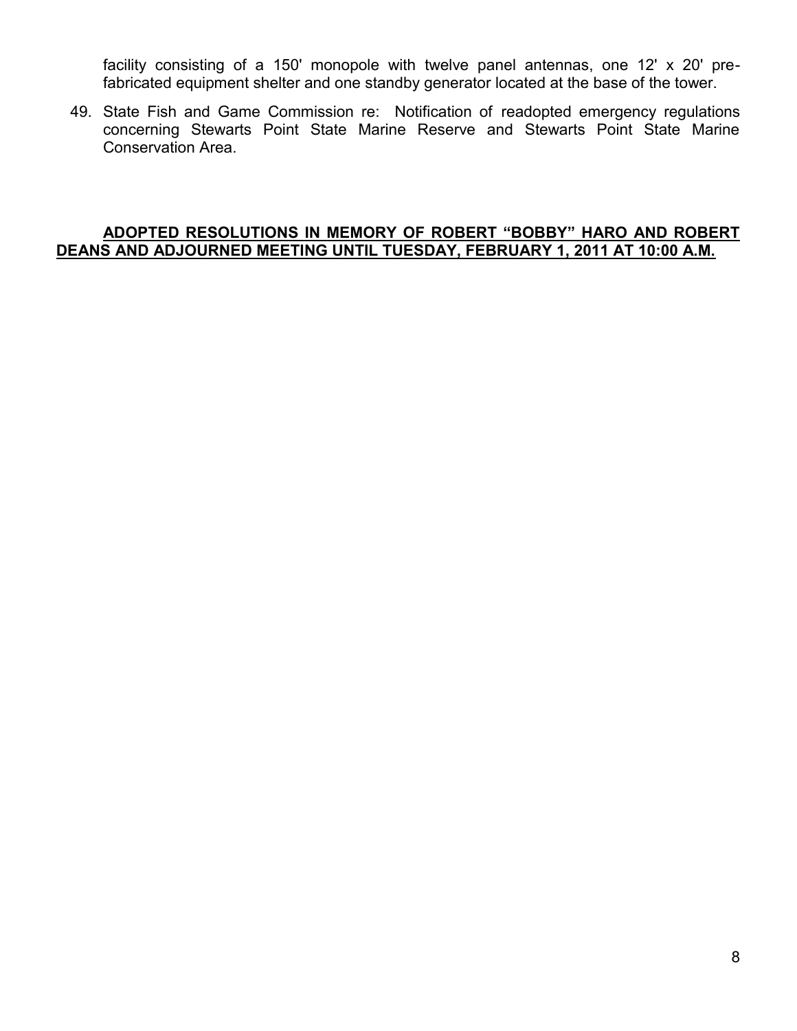facility consisting of a 150' monopole with twelve panel antennas, one 12' x 20' prefabricated equipment shelter and one standby generator located at the base of the tower.

49. State Fish and Game Commission re: Notification of readopted emergency regulations concerning Stewarts Point State Marine Reserve and Stewarts Point State Marine Conservation Area.

**ADOPTED RESOLUTIONS IN MEMORY OF ROBERT "BOBBY" HARO AND ROBERT DEANS AND ADJOURNED MEETING UNTIL TUESDAY, FEBRUARY 1, 2011 AT 10:00 A.M.**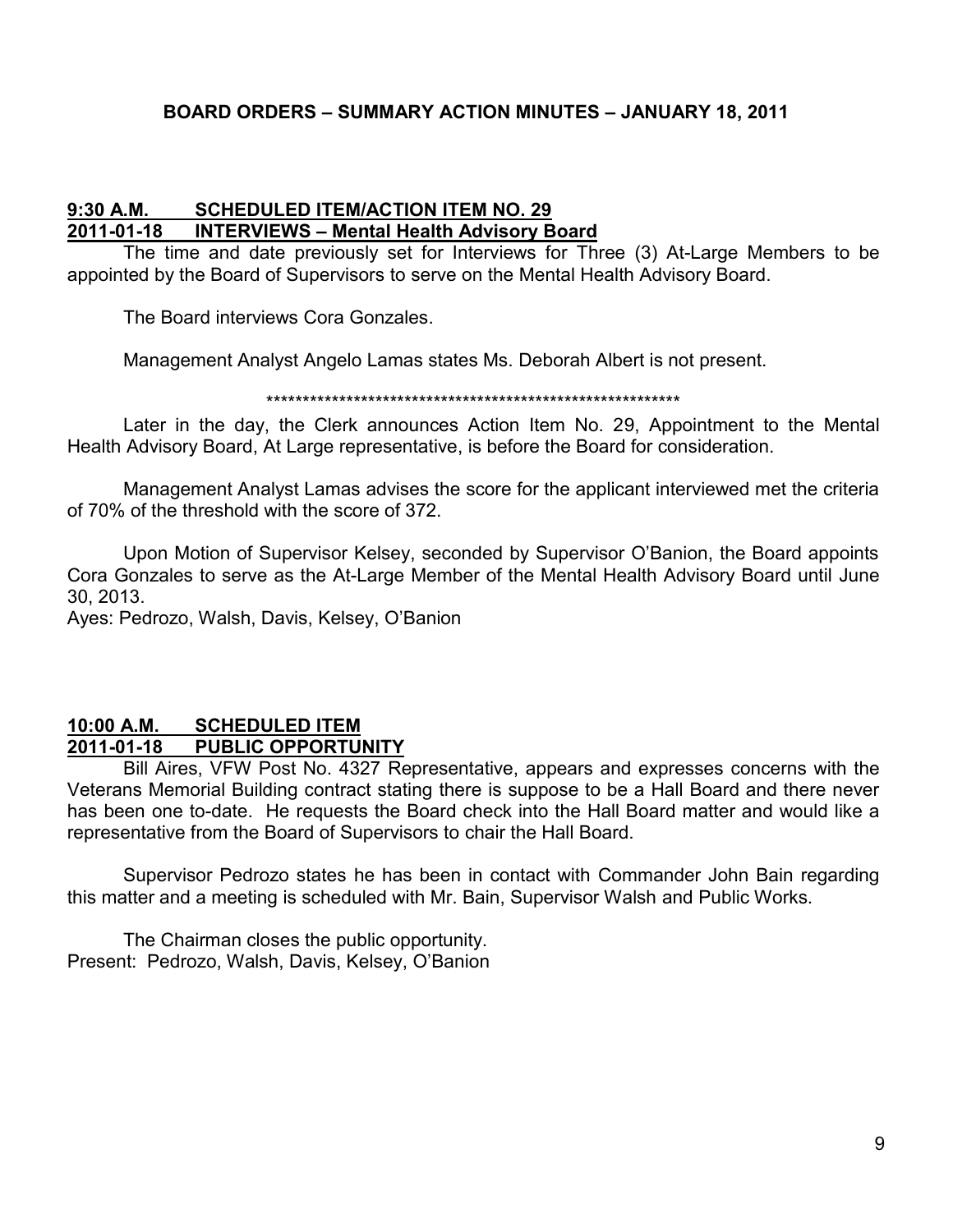## BOARD ORDERS – SUMMARY ACTION MINUTES – JANUARY 18, 2011

**9:30 A.M. SCHEDULED ITEM/ACTION ITEM NO. 29**
**2011-01-18 INTERVIEWS – Mental Health Advisory Board**

The time and date previously set for Interviews for Three (3) At-Large Members to be appointed by the Board of Supervisors to serve on the Mental Health Advisory Board.

The Board interviews Cora Gonzales.

Management Analyst Angelo Lamas states Ms. Deborah Albert is not present.

\*\*\*\*\*\*\*\*\*\*\*\*\*\*\*\*\*\*\*\*\*\*\*\*\*\*\*\*\*\*\*\*\*\*\*\*\*\*\*\*\*\*\*\*\*\*\*\*\*\*\*\*\*\*\*\*\*\*\*\*

Later in the day, the Clerk announces Action Item No. 29, Appointment to the Mental Health Advisory Board, At Large representative, is before the Board for consideration.

Management Analyst Lamas advises the score for the applicant interviewed met the criteria of 70% of the threshold with the score of 372.

Upon Motion of Supervisor Kelsey, seconded by Supervisor O'Banion, the Board appoints Cora Gonzales to serve as the At-Large Member of the Mental Health Advisory Board until June 30, 2013.
Ayes: Pedrozo, Walsh, Davis, Kelsey, O'Banion

**10:00 A.M. SCHEDULED ITEM**
**2011-01-18 PUBLIC OPPORTUNITY**

Bill Aires, VFW Post No. 4327 Representative, appears and expresses concerns with the Veterans Memorial Building contract stating there is suppose to be a Hall Board and there never has been one to-date. He requests the Board check into the Hall Board matter and would like a representative from the Board of Supervisors to chair the Hall Board.

Supervisor Pedrozo states he has been in contact with Commander John Bain regarding this matter and a meeting is scheduled with Mr. Bain, Supervisor Walsh and Public Works.

The Chairman closes the public opportunity.
Present: Pedrozo, Walsh, Davis, Kelsey, O'Banion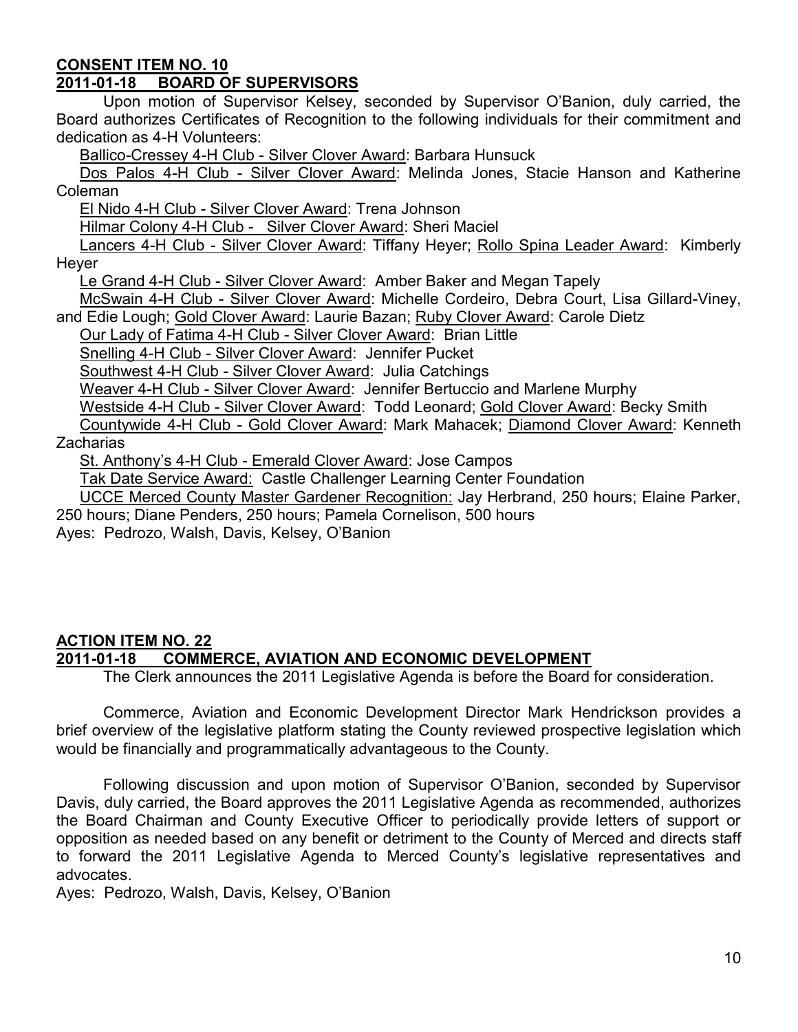**CONSENT ITEM NO. 10**
**2011-01-18 BOARD OF SUPERVISORS**

Upon motion of Supervisor Kelsey, seconded by Supervisor O'Banion, duly carried, the Board authorizes Certificates of Recognition to the following individuals for their commitment and dedication as 4-H Volunteers:

Ballico-Cressey 4-H Club - Silver Clover Award: Barbara Hunsuck
Dos Palos 4-H Club - Silver Clover Award: Melinda Jones, Stacie Hanson and Katherine Coleman
El Nido 4-H Club - Silver Clover Award: Trena Johnson
Hilmar Colony 4-H Club - Silver Clover Award: Sheri Maciel
Lancers 4-H Club - Silver Clover Award: Tiffany Heyer; Rollo Spina Leader Award: Kimberly Heyer
Le Grand 4-H Club - Silver Clover Award: Amber Baker and Megan Tapely
McSwain 4-H Club - Silver Clover Award: Michelle Cordeiro, Debra Court, Lisa Gillard-Viney, and Edie Lough; Gold Clover Award: Laurie Bazan; Ruby Clover Award: Carole Dietz
Our Lady of Fatima 4-H Club - Silver Clover Award: Brian Little
Snelling 4-H Club - Silver Clover Award: Jennifer Pucket
Southwest 4-H Club - Silver Clover Award: Julia Catchings
Weaver 4-H Club - Silver Clover Award: Jennifer Bertuccio and Marlene Murphy
Westside 4-H Club - Silver Clover Award: Todd Leonard; Gold Clover Award: Becky Smith
Countywide 4-H Club - Gold Clover Award: Mark Mahacek; Diamond Clover Award: Kenneth Zacharias
St. Anthony's 4-H Club - Emerald Clover Award: Jose Campos
Tak Date Service Award: Castle Challenger Learning Center Foundation
UCCE Merced County Master Gardener Recognition: Jay Herbrand, 250 hours; Elaine Parker, 250 hours; Diane Penders, 250 hours; Pamela Cornelison, 500 hours

Ayes: Pedrozo, Walsh, Davis, Kelsey, O'Banion

**ACTION ITEM NO. 22**
**2011-01-18 COMMERCE, AVIATION AND ECONOMIC DEVELOPMENT**

The Clerk announces the 2011 Legislative Agenda is before the Board for consideration.

Commerce, Aviation and Economic Development Director Mark Hendrickson provides a brief overview of the legislative platform stating the County reviewed prospective legislation which would be financially and programmatically advantageous to the County.

Following discussion and upon motion of Supervisor O'Banion, seconded by Supervisor Davis, duly carried, the Board approves the 2011 Legislative Agenda as recommended, authorizes the Board Chairman and County Executive Officer to periodically provide letters of support or opposition as needed based on any benefit or detriment to the County of Merced and directs staff to forward the 2011 Legislative Agenda to Merced County's legislative representatives and advocates.

Ayes: Pedrozo, Walsh, Davis, Kelsey, O'Banion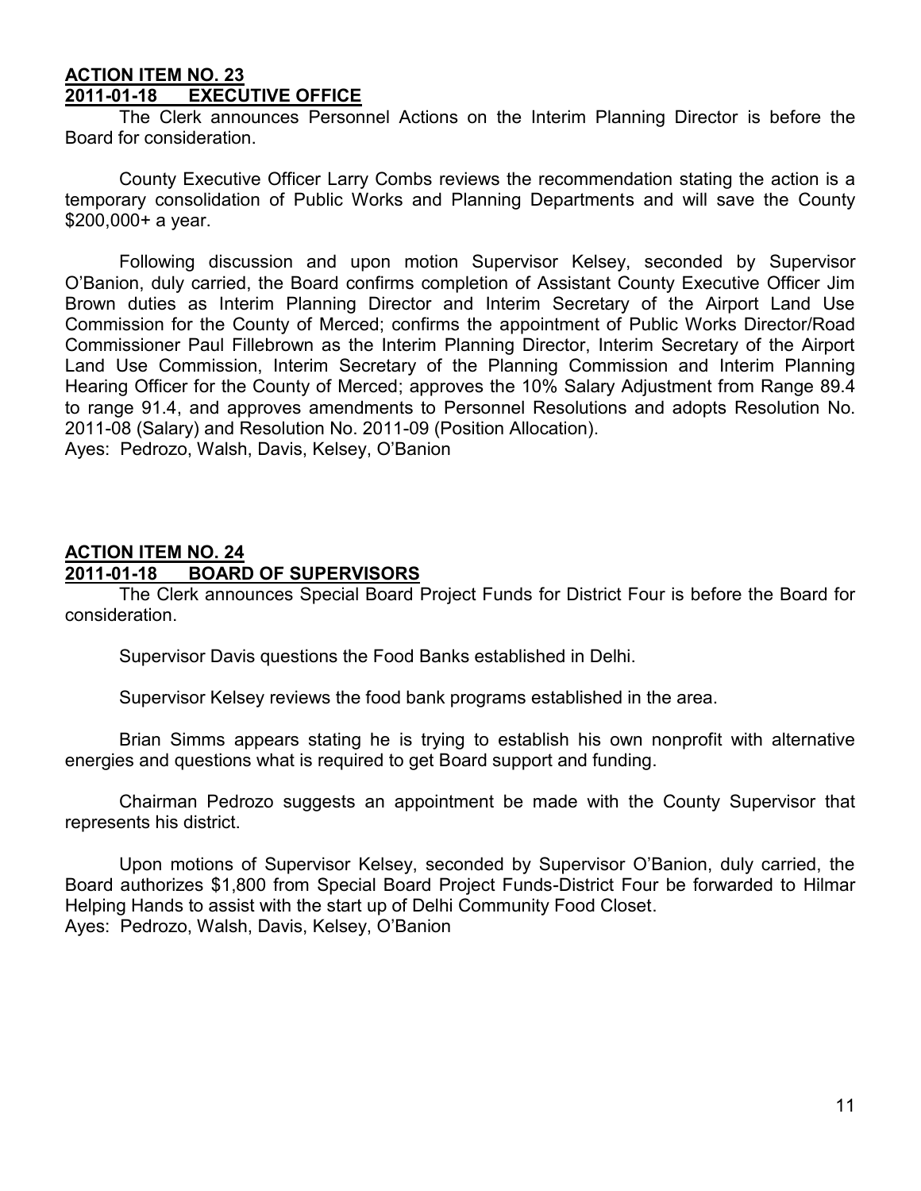**ACTION ITEM NO. 23**
**2011-01-18 EXECUTIVE OFFICE**

The Clerk announces Personnel Actions on the Interim Planning Director is before the Board for consideration.

County Executive Officer Larry Combs reviews the recommendation stating the action is a temporary consolidation of Public Works and Planning Departments and will save the County $200,000+ a year.

Following discussion and upon motion Supervisor Kelsey, seconded by Supervisor O'Banion, duly carried, the Board confirms completion of Assistant County Executive Officer Jim Brown duties as Interim Planning Director and Interim Secretary of the Airport Land Use Commission for the County of Merced; confirms the appointment of Public Works Director/Road Commissioner Paul Fillebrown as the Interim Planning Director, Interim Secretary of the Airport Land Use Commission, Interim Secretary of the Planning Commission and Interim Planning Hearing Officer for the County of Merced; approves the 10% Salary Adjustment from Range 89.4 to range 91.4, and approves amendments to Personnel Resolutions and adopts Resolution No. 2011-08 (Salary) and Resolution No. 2011-09 (Position Allocation).
Ayes: Pedrozo, Walsh, Davis, Kelsey, O'Banion

**ACTION ITEM NO. 24**
**2011-01-18 BOARD OF SUPERVISORS**

The Clerk announces Special Board Project Funds for District Four is before the Board for consideration.

Supervisor Davis questions the Food Banks established in Delhi.

Supervisor Kelsey reviews the food bank programs established in the area.

Brian Simms appears stating he is trying to establish his own nonprofit with alternative energies and questions what is required to get Board support and funding.

Chairman Pedrozo suggests an appointment be made with the County Supervisor that represents his district.

Upon motions of Supervisor Kelsey, seconded by Supervisor O'Banion, duly carried, the Board authorizes $1,800 from Special Board Project Funds-District Four be forwarded to Hilmar Helping Hands to assist with the start up of Delhi Community Food Closet.
Ayes: Pedrozo, Walsh, Davis, Kelsey, O'Banion